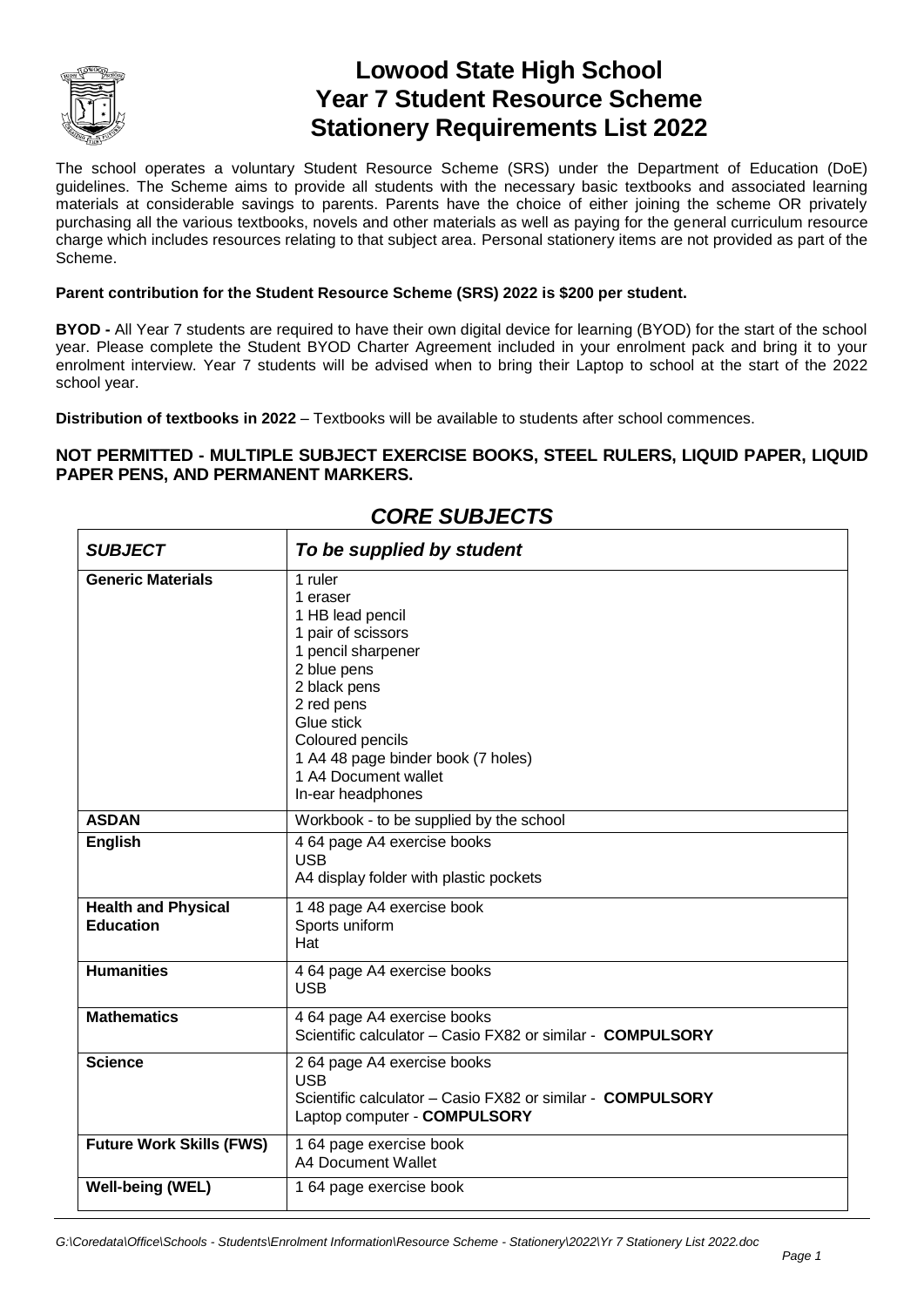# Lowood State High School
# Year 7 Student Resource Scheme
# Stationery Requirements List 2022

The school operates a voluntary Student Resource Scheme (SRS) under the Department of Education (DoE) guidelines. The Scheme aims to provide all students with the necessary basic textbooks and associated learning materials at considerable savings to parents. Parents have the choice of either joining the scheme OR privately purchasing all the various textbooks, novels and other materials as well as paying for the general curriculum resource charge which includes resources relating to that subject area. Personal stationery items are not provided as part of the Scheme.

**Parent contribution for the Student Resource Scheme (SRS) 2022 is $200 per student.**

**BYOD -** All Year 7 students are required to have their own digital device for learning (BYOD) for the start of the school year. Please complete the Student BYOD Charter Agreement included in your enrolment pack and bring it to your enrolment interview. Year 7 students will be advised when to bring their Laptop to school at the start of the 2022 school year.

**Distribution of textbooks in 2022** – Textbooks will be available to students after school commences.

**NOT PERMITTED - MULTIPLE SUBJECT EXERCISE BOOKS, STEEL RULERS, LIQUID PAPER, LIQUID PAPER PENS, AND PERMANENT MARKERS.**

## *CORE SUBJECTS*

| ***SUBJECT*** | ***To be supplied by student*** |
|---|---|
| **Generic Materials** | 1 ruler<br>1 eraser<br>1 HB lead pencil<br>1 pair of scissors<br>1 pencil sharpener<br>2 blue pens<br>2 black pens<br>2 red pens<br>Glue stick<br>Coloured pencils<br>1 A4 48 page binder book (7 holes)<br>1 A4 Document wallet<br>In-ear headphones |
| **ASDAN** | Workbook - to be supplied by the school |
| **English** | 4 64 page A4 exercise books<br>USB<br>A4 display folder with plastic pockets |
| **Health and Physical Education** | 1 48 page A4 exercise book<br>Sports uniform<br>Hat |
| **Humanities** | 4 64 page A4 exercise books<br>USB |
| **Mathematics** | 4 64 page A4 exercise books<br>Scientific calculator – Casio FX82 or similar - **COMPULSORY** |
| **Science** | 2 64 page A4 exercise books<br>USB<br>Scientific calculator – Casio FX82 or similar - **COMPULSORY**<br>Laptop computer - **COMPULSORY** |
| **Future Work Skills (FWS)** | 1 64 page exercise book<br>A4 Document Wallet |
| **Well-being (WEL)** | 1 64 page exercise book |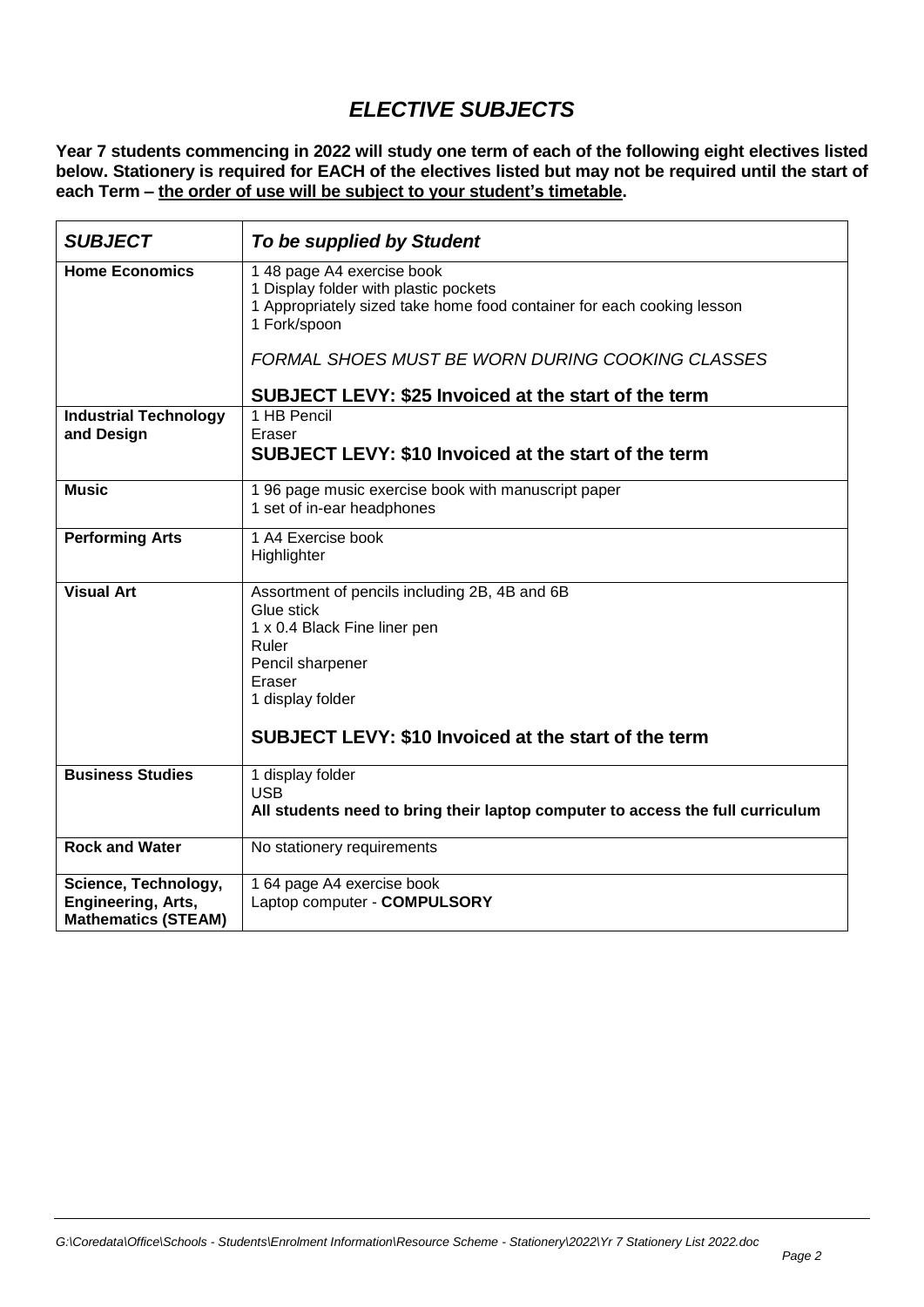# *ELECTIVE SUBJECTS*

**Year 7 students commencing in 2022 will study one term of each of the following eight electives listed below. Stationery is required for EACH of the electives listed but may not be required until the start of each Term – <u>the order of use will be subject to your student's timetable</u>.**

| ***SUBJECT*** | ***To be supplied by Student*** |
|---|---|
| **Home Economics** | 1 48 page A4 exercise book<br>1 Display folder with plastic pockets<br>1 Appropriately sized take home food container for each cooking lesson<br>1 Fork/spoon<br><br>*FORMAL SHOES MUST BE WORN DURING COOKING CLASSES*<br><br>**SUBJECT LEVY: $25 Invoiced at the start of the term** |
| **Industrial Technology and Design** | 1 HB Pencil<br>Eraser<br>**SUBJECT LEVY: $10 Invoiced at the start of the term** |
| **Music** | 1 96 page music exercise book with manuscript paper<br>1 set of in-ear headphones |
| **Performing Arts** | 1 A4 Exercise book<br>Highlighter |
| **Visual Art** | Assortment of pencils including 2B, 4B and 6B<br>Glue stick<br>1 x 0.4 Black Fine liner pen<br>Ruler<br>Pencil sharpener<br>Eraser<br>1 display folder<br><br>**SUBJECT LEVY: $10 Invoiced at the start of the term** |
| **Business Studies** | 1 display folder<br>USB<br>**All students need to bring their laptop computer to access the full curriculum** |
| **Rock and Water** | No stationery requirements |
| **Science, Technology, Engineering, Arts, Mathematics (STEAM)** | 1 64 page A4 exercise book<br>Laptop computer - **COMPULSORY** |